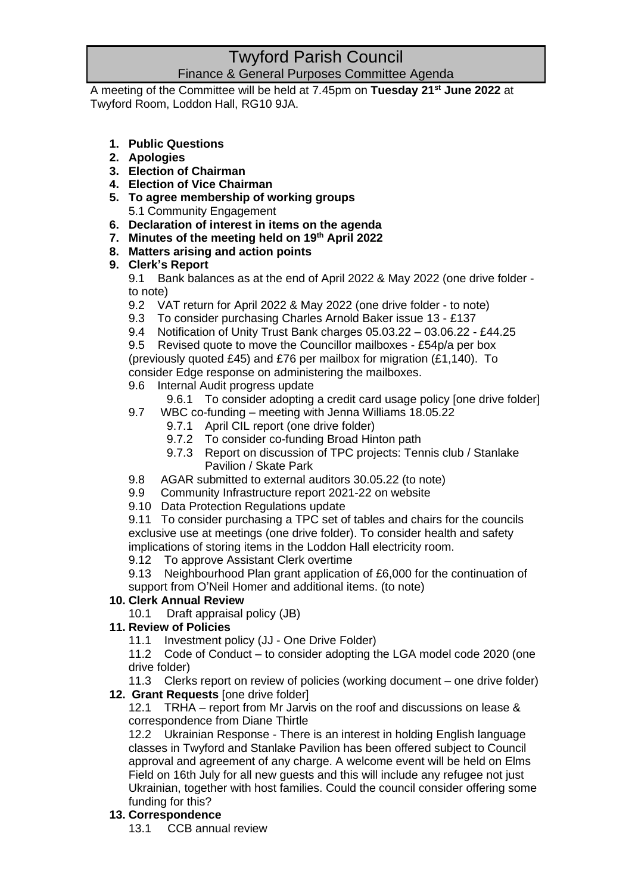# Twyford Parish Council

## Finance & General Purposes Committee Agenda

A meeting of the Committee will be held at 7.45pm on **Tuesday 21st June 2022** at Twyford Room, Loddon Hall, RG10 9JA.

1. **Public Questions**
2. **Apologies**
3. **Election of Chairman**
4. **Election of Vice Chairman**
5. **To agree membership of working groups**
   5.1 Community Engagement
6. **Declaration of interest in items on the agenda**
7. **Minutes of the meeting held on 19th April 2022**
8. **Matters arising and action points**
9. **Clerk's Report**
   9.1 Bank balances as at the end of April 2022 & May 2022 (one drive folder - to note)
   9.2 VAT return for April 2022 & May 2022 (one drive folder - to note)
   9.3 To consider purchasing Charles Arnold Baker issue 13 - £137
   9.4 Notification of Unity Trust Bank charges 05.03.22 – 03.06.22 - £44.25
   9.5 Revised quote to move the Councillor mailboxes - £54p/a per box (previously quoted £45) and £76 per mailbox for migration (£1,140). To consider Edge response on administering the mailboxes.
   9.6 Internal Audit progress update
      9.6.1 To consider adopting a credit card usage policy [one drive folder]
   9.7 WBC co-funding – meeting with Jenna Williams 18.05.22
      9.7.1 April CIL report (one drive folder)
      9.7.2 To consider co-funding Broad Hinton path
      9.7.3 Report on discussion of TPC projects: Tennis club / Stanlake Pavilion / Skate Park
   9.8 AGAR submitted to external auditors 30.05.22 (to note)
   9.9 Community Infrastructure report 2021-22 on website
   9.10 Data Protection Regulations update
   9.11 To consider purchasing a TPC set of tables and chairs for the councils exclusive use at meetings (one drive folder). To consider health and safety implications of storing items in the Loddon Hall electricity room.
   9.12 To approve Assistant Clerk overtime
   9.13 Neighbourhood Plan grant application of £6,000 for the continuation of support from O'Neil Homer and additional items. (to note)
10. **Clerk Annual Review**
   10.1 Draft appraisal policy (JB)
11. **Review of Policies**
   11.1 Investment policy (JJ - One Drive Folder)
   11.2 Code of Conduct – to consider adopting the LGA model code 2020 (one drive folder)
   11.3 Clerks report on review of policies (working document – one drive folder)
12. **Grant Requests** [one drive folder]
   12.1 TRHA – report from Mr Jarvis on the roof and discussions on lease & correspondence from Diane Thirtle
   12.2 Ukrainian Response - There is an interest in holding English language classes in Twyford and Stanlake Pavilion has been offered subject to Council approval and agreement of any charge. A welcome event will be held on Elms Field on 16th July for all new guests and this will include any refugee not just Ukrainian, together with host families. Could the council consider offering some funding for this?
13. **Correspondence**
   13.1 CCB annual review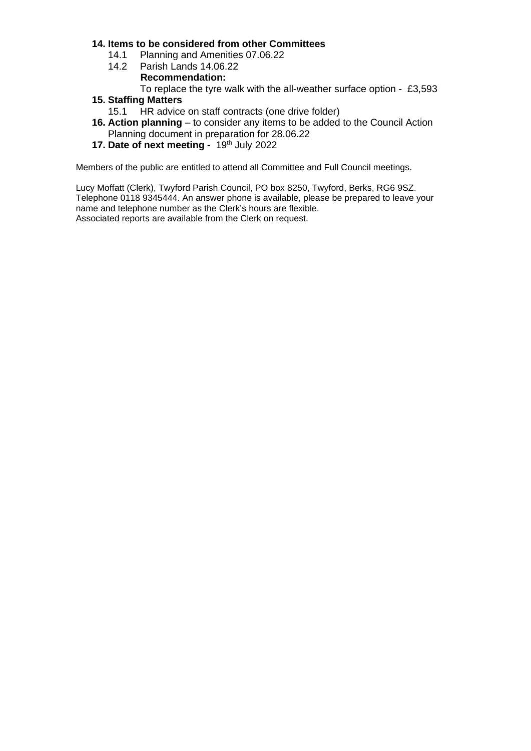**14. Items to be considered from other Committees**

- 14.1 Planning and Amenities 07.06.22
- 14.2 Parish Lands 14.06.22

  **Recommendation:**

  To replace the tyre walk with the all-weather surface option - £3,593

**15. Staffing Matters**

- 15.1 HR advice on staff contracts (one drive folder)

**16. Action planning** – to consider any items to be added to the Council Action Planning document in preparation for 28.06.22

**17. Date of next meeting -** 19th July 2022

Members of the public are entitled to attend all Committee and Full Council meetings.

Lucy Moffatt (Clerk), Twyford Parish Council, PO box 8250, Twyford, Berks, RG6 9SZ. Telephone 0118 9345444. An answer phone is available, please be prepared to leave your name and telephone number as the Clerk's hours are flexible.
Associated reports are available from the Clerk on request.